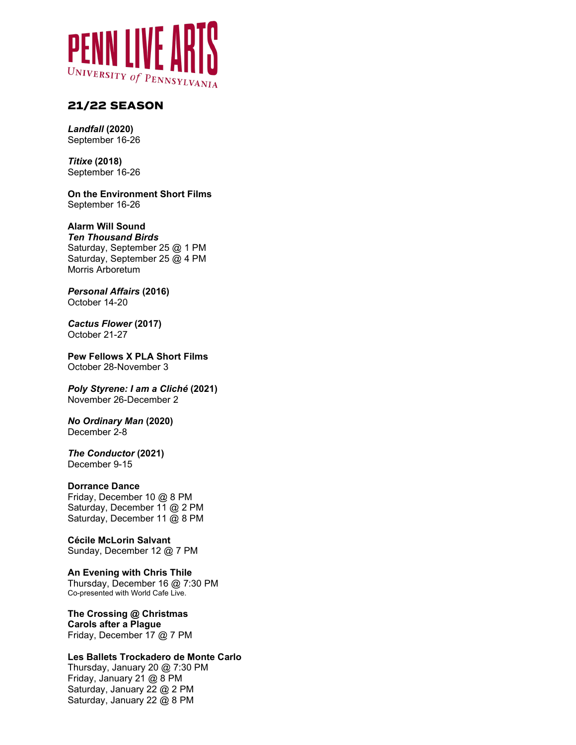# PENN LIVE ARTS

UNIVERSITY of PENNSYLVANIA

## 21/22 SEASON

***Landfall*** **(2020)**
September 16-26

***Titixe*** **(2018)**
September 16-26

**On the Environment Short Films**
September 16-26

**Alarm Will Sound**
***Ten Thousand Birds***
Saturday, September 25 @ 1 PM
Saturday, September 25 @ 4 PM
Morris Arboretum

***Personal Affairs*** **(2016)**
October 14-20

***Cactus Flower*** **(2017)**
October 21-27

**Pew Fellows X PLA Short Films**
October 28-November 3

***Poly Styrene: I am a Cliché*** **(2021)**
November 26-December 2

***No Ordinary Man*** **(2020)**
December 2-8

***The Conductor*** **(2021)**
December 9-15

**Dorrance Dance**
Friday, December 10 @ 8 PM
Saturday, December 11 @ 2 PM
Saturday, December 11 @ 8 PM

**Cécile McLorin Salvant**
Sunday, December 12 @ 7 PM

**An Evening with Chris Thile**
Thursday, December 16 @ 7:30 PM
Co-presented with World Cafe Live.

**The Crossing @ Christmas**
**Carols after a Plague**
Friday, December 17 @ 7 PM

**Les Ballets Trockadero de Monte Carlo**
Thursday, January 20 @ 7:30 PM
Friday, January 21 @ 8 PM
Saturday, January 22 @ 2 PM
Saturday, January 22 @ 8 PM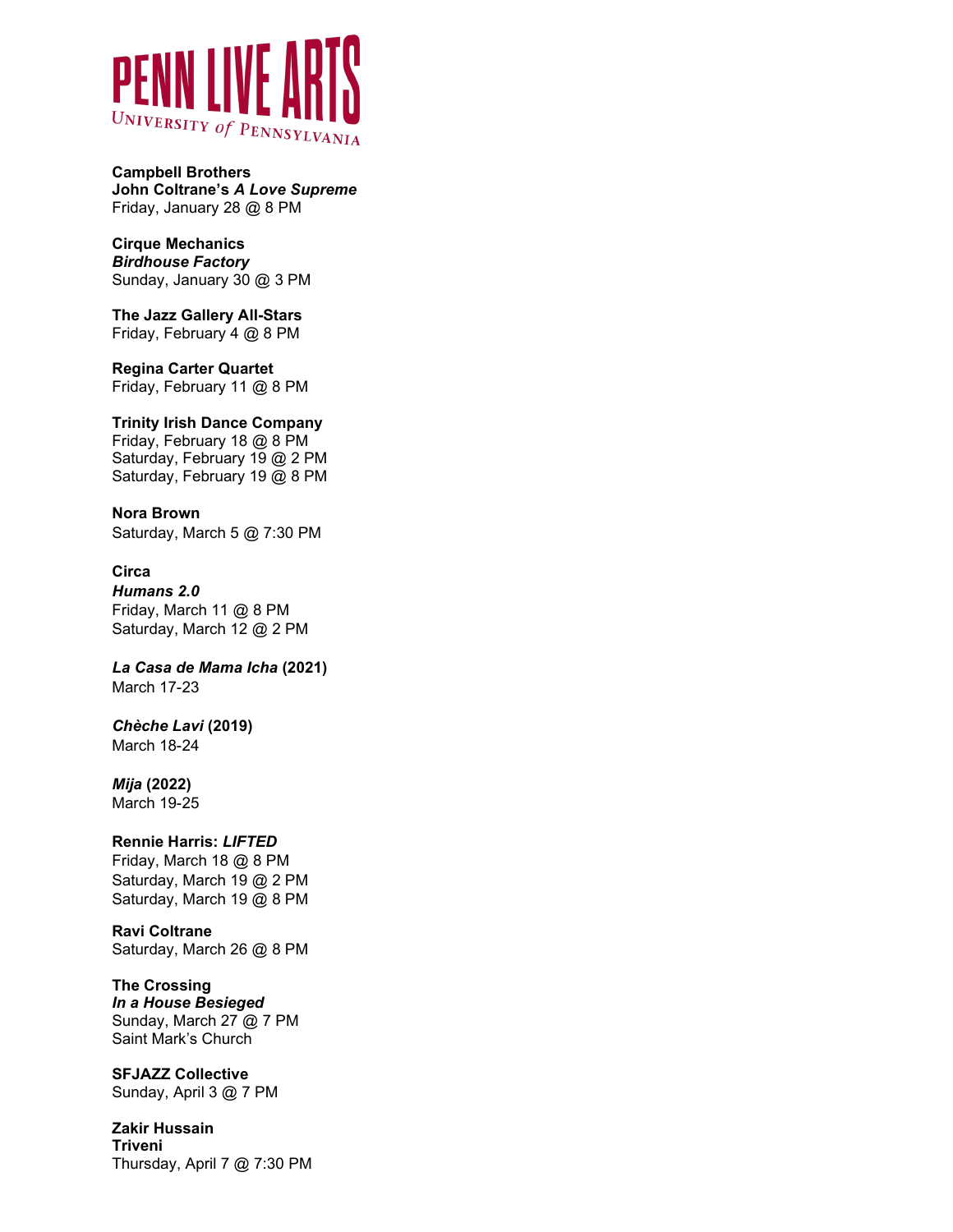PENN LIVE ARTS
UNIVERSITY *of* PENNSYLVANIA

**Campbell Brothers**
**John Coltrane's *A Love Supreme***
Friday, January 28 @ 8 PM

**Cirque Mechanics**
***Birdhouse Factory***
Sunday, January 30 @ 3 PM

**The Jazz Gallery All-Stars**
Friday, February 4 @ 8 PM

**Regina Carter Quartet**
Friday, February 11 @ 8 PM

**Trinity Irish Dance Company**
Friday, February 18 @ 8 PM
Saturday, February 19 @ 2 PM
Saturday, February 19 @ 8 PM

**Nora Brown**
Saturday, March 5 @ 7:30 PM

**Circa**
***Humans 2.0***
Friday, March 11 @ 8 PM
Saturday, March 12 @ 2 PM

***La Casa de Mama Icha* (2021)**
March 17-23

***Chèche Lavi* (2019)**
March 18-24

***Mija* (2022)**
March 19-25

**Rennie Harris: *LIFTED***
Friday, March 18 @ 8 PM
Saturday, March 19 @ 2 PM
Saturday, March 19 @ 8 PM

**Ravi Coltrane**
Saturday, March 26 @ 8 PM

**The Crossing**
***In a House Besieged***
Sunday, March 27 @ 7 PM
Saint Mark's Church

**SFJAZZ Collective**
Sunday, April 3 @ 7 PM

**Zakir Hussain**
**Triveni**
Thursday, April 7 @ 7:30 PM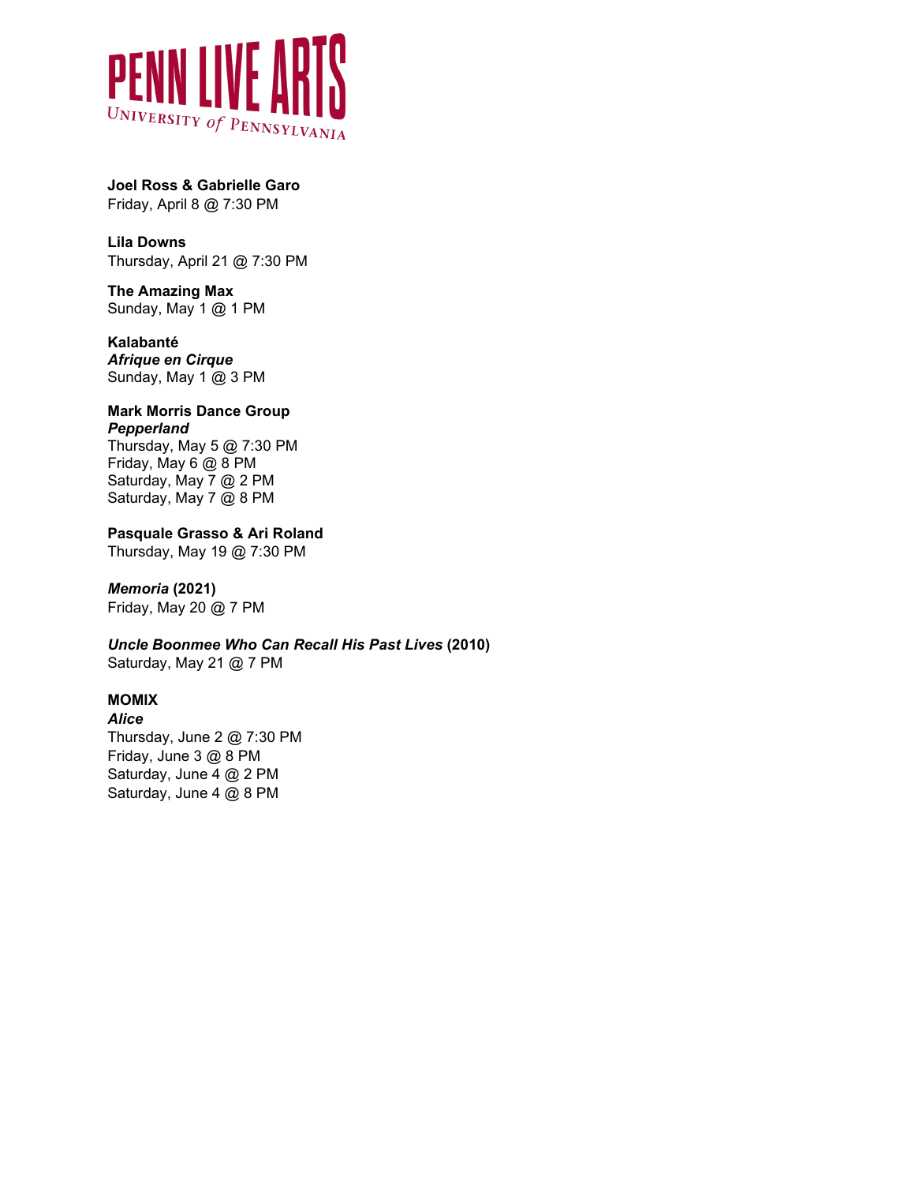PENN LIVE ARTS
UNIVERSITY of PENNSYLVANIA

**Joel Ross & Gabrielle Garo**
Friday, April 8 @ 7:30 PM

**Lila Downs**
Thursday, April 21 @ 7:30 PM

**The Amazing Max**
Sunday, May 1 @ 1 PM

**Kalabanté**
***Afrique en Cirque***
Sunday, May 1 @ 3 PM

**Mark Morris Dance Group**
***Pepperland***
Thursday, May 5 @ 7:30 PM
Friday, May 6 @ 8 PM
Saturday, May 7 @ 2 PM
Saturday, May 7 @ 8 PM

**Pasquale Grasso & Ari Roland**
Thursday, May 19 @ 7:30 PM

***Memoria* (2021)**
Friday, May 20 @ 7 PM

***Uncle Boonmee Who Can Recall His Past Lives* (2010)**
Saturday, May 21 @ 7 PM

**MOMIX**
***Alice***
Thursday, June 2 @ 7:30 PM
Friday, June 3 @ 8 PM
Saturday, June 4 @ 2 PM
Saturday, June 4 @ 8 PM